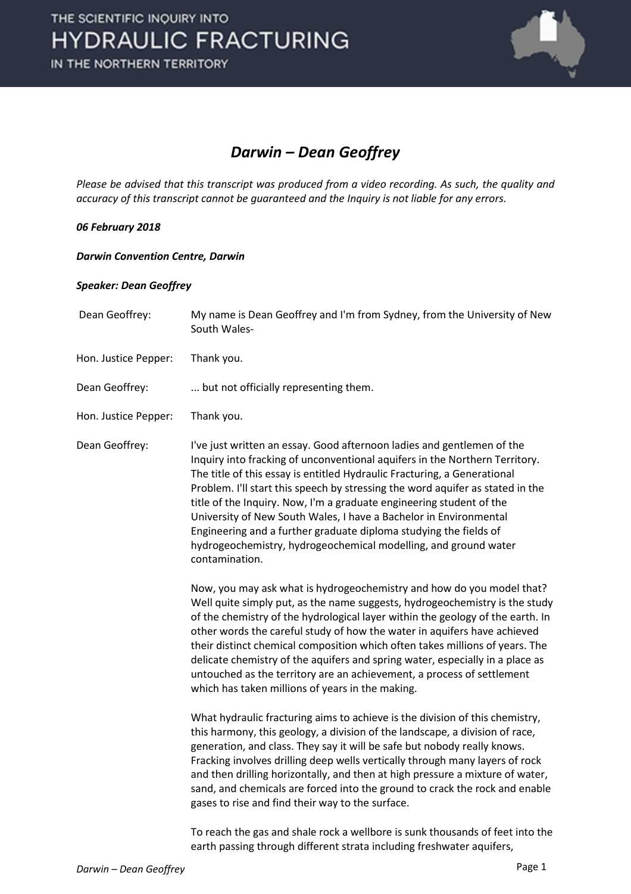# Darwin – Dean Geoffrey

*Please be advised that this transcript was produced from a video recording. As such, the quality and accuracy of this transcript cannot be guaranteed and the Inquiry is not liable for any errors.*

***06 February 2018***

***Darwin Convention Centre, Darwin***

***Speaker: Dean Geoffrey***

| | |
|---|---|
| Dean Geoffrey: | My name is Dean Geoffrey and I'm from Sydney, from the University of New South Wales- |
| Hon. Justice Pepper: | Thank you. |
| Dean Geoffrey: | ... but not officially representing them. |
| Hon. Justice Pepper: | Thank you. |
| Dean Geoffrey: | I've just written an essay. Good afternoon ladies and gentlemen of the Inquiry into fracking of unconventional aquifers in the Northern Territory. The title of this essay is entitled Hydraulic Fracturing, a Generational Problem. I'll start this speech by stressing the word aquifer as stated in the title of the Inquiry. Now, I'm a graduate engineering student of the University of New South Wales, I have a Bachelor in Environmental Engineering and a further graduate diploma studying the fields of hydrogeochemistry, hydrogeochemical modelling, and ground water contamination. |

Now, you may ask what is hydrogeochemistry and how do you model that? Well quite simply put, as the name suggests, hydrogeochemistry is the study of the chemistry of the hydrological layer within the geology of the earth. In other words the careful study of how the water in aquifers have achieved their distinct chemical composition which often takes millions of years. The delicate chemistry of the aquifers and spring water, especially in a place as untouched as the territory are an achievement, a process of settlement which has taken millions of years in the making.

What hydraulic fracturing aims to achieve is the division of this chemistry, this harmony, this geology, a division of the landscape, a division of race, generation, and class. They say it will be safe but nobody really knows. Fracking involves drilling deep wells vertically through many layers of rock and then drilling horizontally, and then at high pressure a mixture of water, sand, and chemicals are forced into the ground to crack the rock and enable gases to rise and find their way to the surface.

To reach the gas and shale rock a wellbore is sunk thousands of feet into the earth passing through different strata including freshwater aquifers,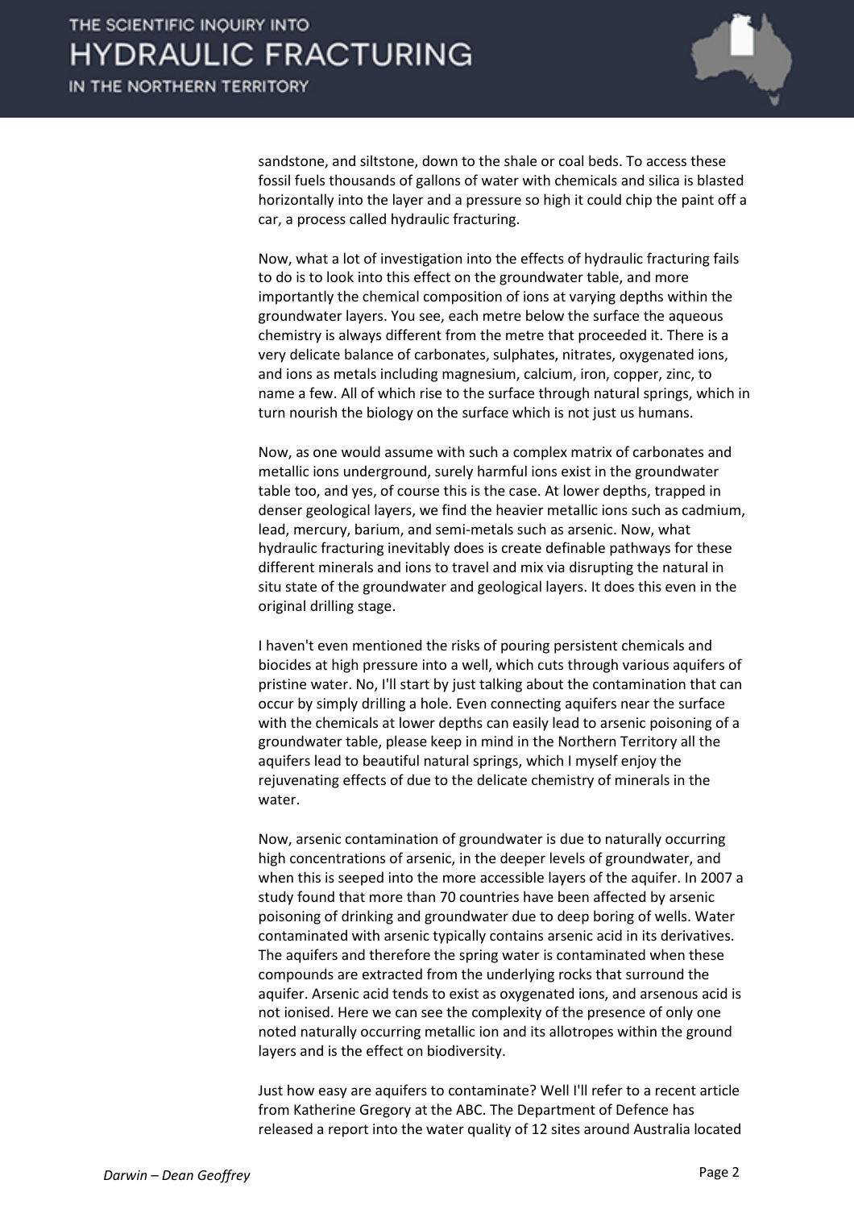sandstone, and siltstone, down to the shale or coal beds. To access these fossil fuels thousands of gallons of water with chemicals and silica is blasted horizontally into the layer and a pressure so high it could chip the paint off a car, a process called hydraulic fracturing.

Now, what a lot of investigation into the effects of hydraulic fracturing fails to do is to look into this effect on the groundwater table, and more importantly the chemical composition of ions at varying depths within the groundwater layers. You see, each metre below the surface the aqueous chemistry is always different from the metre that proceeded it. There is a very delicate balance of carbonates, sulphates, nitrates, oxygenated ions, and ions as metals including magnesium, calcium, iron, copper, zinc, to name a few. All of which rise to the surface through natural springs, which in turn nourish the biology on the surface which is not just us humans.

Now, as one would assume with such a complex matrix of carbonates and metallic ions underground, surely harmful ions exist in the groundwater table too, and yes, of course this is the case. At lower depths, trapped in denser geological layers, we find the heavier metallic ions such as cadmium, lead, mercury, barium, and semi-metals such as arsenic. Now, what hydraulic fracturing inevitably does is create definable pathways for these different minerals and ions to travel and mix via disrupting the natural in situ state of the groundwater and geological layers. It does this even in the original drilling stage.

I haven't even mentioned the risks of pouring persistent chemicals and biocides at high pressure into a well, which cuts through various aquifers of pristine water. No, I'll start by just talking about the contamination that can occur by simply drilling a hole. Even connecting aquifers near the surface with the chemicals at lower depths can easily lead to arsenic poisoning of a groundwater table, please keep in mind in the Northern Territory all the aquifers lead to beautiful natural springs, which I myself enjoy the rejuvenating effects of due to the delicate chemistry of minerals in the water.

Now, arsenic contamination of groundwater is due to naturally occurring high concentrations of arsenic, in the deeper levels of groundwater, and when this is seeped into the more accessible layers of the aquifer. In 2007 a study found that more than 70 countries have been affected by arsenic poisoning of drinking and groundwater due to deep boring of wells. Water contaminated with arsenic typically contains arsenic acid in its derivatives. The aquifers and therefore the spring water is contaminated when these compounds are extracted from the underlying rocks that surround the aquifer. Arsenic acid tends to exist as oxygenated ions, and arsenous acid is not ionised. Here we can see the complexity of the presence of only one noted naturally occurring metallic ion and its allotropes within the ground layers and is the effect on biodiversity.

Just how easy are aquifers to contaminate? Well I'll refer to a recent article from Katherine Gregory at the ABC. The Department of Defence has released a report into the water quality of 12 sites around Australia located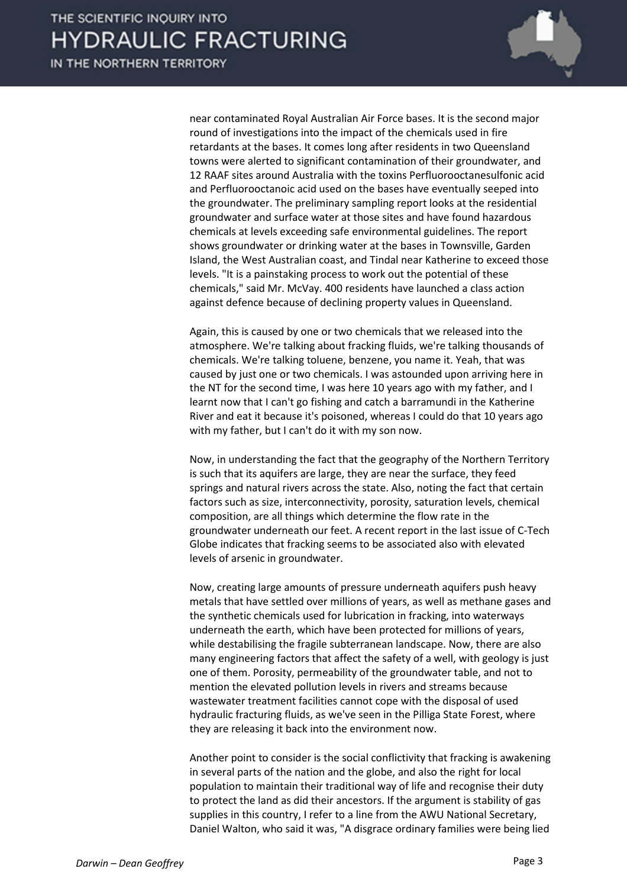near contaminated Royal Australian Air Force bases. It is the second major round of investigations into the impact of the chemicals used in fire retardants at the bases. It comes long after residents in two Queensland towns were alerted to significant contamination of their groundwater, and 12 RAAF sites around Australia with the toxins Perfluorooctanesulfonic acid and Perfluorooctanoic acid used on the bases have eventually seeped into the groundwater. The preliminary sampling report looks at the residential groundwater and surface water at those sites and have found hazardous chemicals at levels exceeding safe environmental guidelines. The report shows groundwater or drinking water at the bases in Townsville, Garden Island, the West Australian coast, and Tindal near Katherine to exceed those levels. "It is a painstaking process to work out the potential of these chemicals," said Mr. McVay. 400 residents have launched a class action against defence because of declining property values in Queensland.

Again, this is caused by one or two chemicals that we released into the atmosphere. We're talking about fracking fluids, we're talking thousands of chemicals. We're talking toluene, benzene, you name it. Yeah, that was caused by just one or two chemicals. I was astounded upon arriving here in the NT for the second time, I was here 10 years ago with my father, and I learnt now that I can't go fishing and catch a barramundi in the Katherine River and eat it because it's poisoned, whereas I could do that 10 years ago with my father, but I can't do it with my son now.

Now, in understanding the fact that the geography of the Northern Territory is such that its aquifers are large, they are near the surface, they feed springs and natural rivers across the state. Also, noting the fact that certain factors such as size, interconnectivity, porosity, saturation levels, chemical composition, are all things which determine the flow rate in the groundwater underneath our feet. A recent report in the last issue of C-Tech Globe indicates that fracking seems to be associated also with elevated levels of arsenic in groundwater.

Now, creating large amounts of pressure underneath aquifers push heavy metals that have settled over millions of years, as well as methane gases and the synthetic chemicals used for lubrication in fracking, into waterways underneath the earth, which have been protected for millions of years, while destabilising the fragile subterranean landscape. Now, there are also many engineering factors that affect the safety of a well, with geology is just one of them. Porosity, permeability of the groundwater table, and not to mention the elevated pollution levels in rivers and streams because wastewater treatment facilities cannot cope with the disposal of used hydraulic fracturing fluids, as we've seen in the Pilliga State Forest, where they are releasing it back into the environment now.

Another point to consider is the social conflictivity that fracking is awakening in several parts of the nation and the globe, and also the right for local population to maintain their traditional way of life and recognise their duty to protect the land as did their ancestors. If the argument is stability of gas supplies in this country, I refer to a line from the AWU National Secretary, Daniel Walton, who said it was, "A disgrace ordinary families were being lied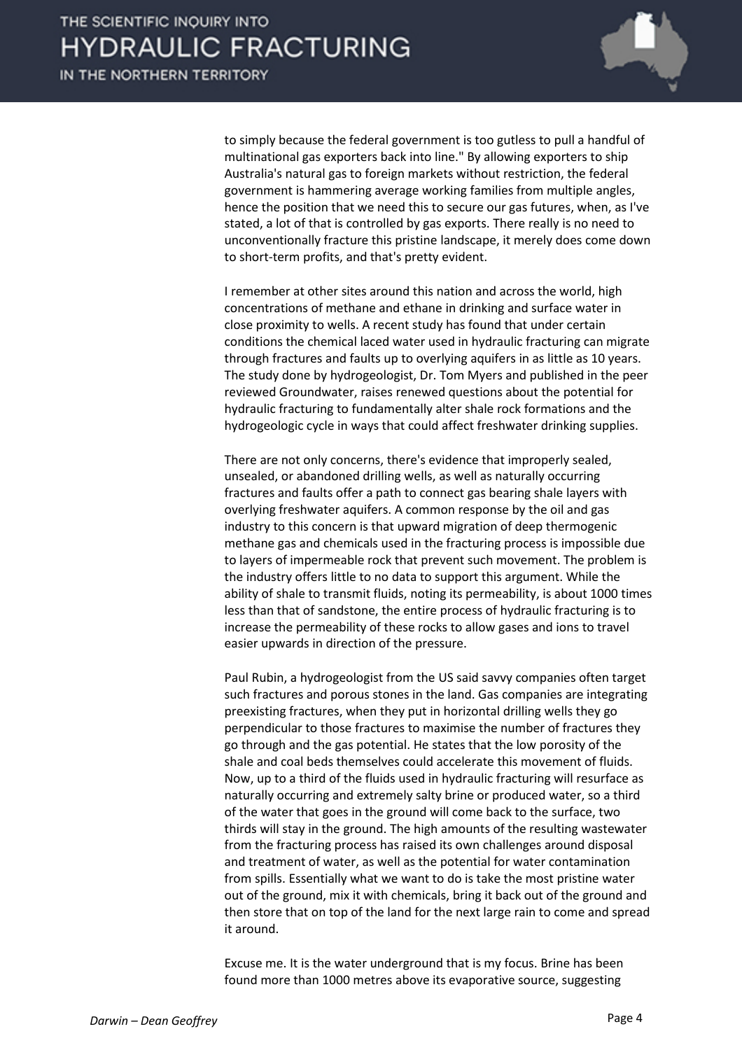to simply because the federal government is too gutless to pull a handful of multinational gas exporters back into line." By allowing exporters to ship Australia's natural gas to foreign markets without restriction, the federal government is hammering average working families from multiple angles, hence the position that we need this to secure our gas futures, when, as I've stated, a lot of that is controlled by gas exports. There really is no need to unconventionally fracture this pristine landscape, it merely does come down to short-term profits, and that's pretty evident.

I remember at other sites around this nation and across the world, high concentrations of methane and ethane in drinking and surface water in close proximity to wells. A recent study has found that under certain conditions the chemical laced water used in hydraulic fracturing can migrate through fractures and faults up to overlying aquifers in as little as 10 years. The study done by hydrogeologist, Dr. Tom Myers and published in the peer reviewed Groundwater, raises renewed questions about the potential for hydraulic fracturing to fundamentally alter shale rock formations and the hydrogeologic cycle in ways that could affect freshwater drinking supplies.

There are not only concerns, there's evidence that improperly sealed, unsealed, or abandoned drilling wells, as well as naturally occurring fractures and faults offer a path to connect gas bearing shale layers with overlying freshwater aquifers. A common response by the oil and gas industry to this concern is that upward migration of deep thermogenic methane gas and chemicals used in the fracturing process is impossible due to layers of impermeable rock that prevent such movement. The problem is the industry offers little to no data to support this argument. While the ability of shale to transmit fluids, noting its permeability, is about 1000 times less than that of sandstone, the entire process of hydraulic fracturing is to increase the permeability of these rocks to allow gases and ions to travel easier upwards in direction of the pressure.

Paul Rubin, a hydrogeologist from the US said savvy companies often target such fractures and porous stones in the land. Gas companies are integrating preexisting fractures, when they put in horizontal drilling wells they go perpendicular to those fractures to maximise the number of fractures they go through and the gas potential. He states that the low porosity of the shale and coal beds themselves could accelerate this movement of fluids. Now, up to a third of the fluids used in hydraulic fracturing will resurface as naturally occurring and extremely salty brine or produced water, so a third of the water that goes in the ground will come back to the surface, two thirds will stay in the ground. The high amounts of the resulting wastewater from the fracturing process has raised its own challenges around disposal and treatment of water, as well as the potential for water contamination from spills. Essentially what we want to do is take the most pristine water out of the ground, mix it with chemicals, bring it back out of the ground and then store that on top of the land for the next large rain to come and spread it around.

Excuse me. It is the water underground that is my focus. Brine has been found more than 1000 metres above its evaporative source, suggesting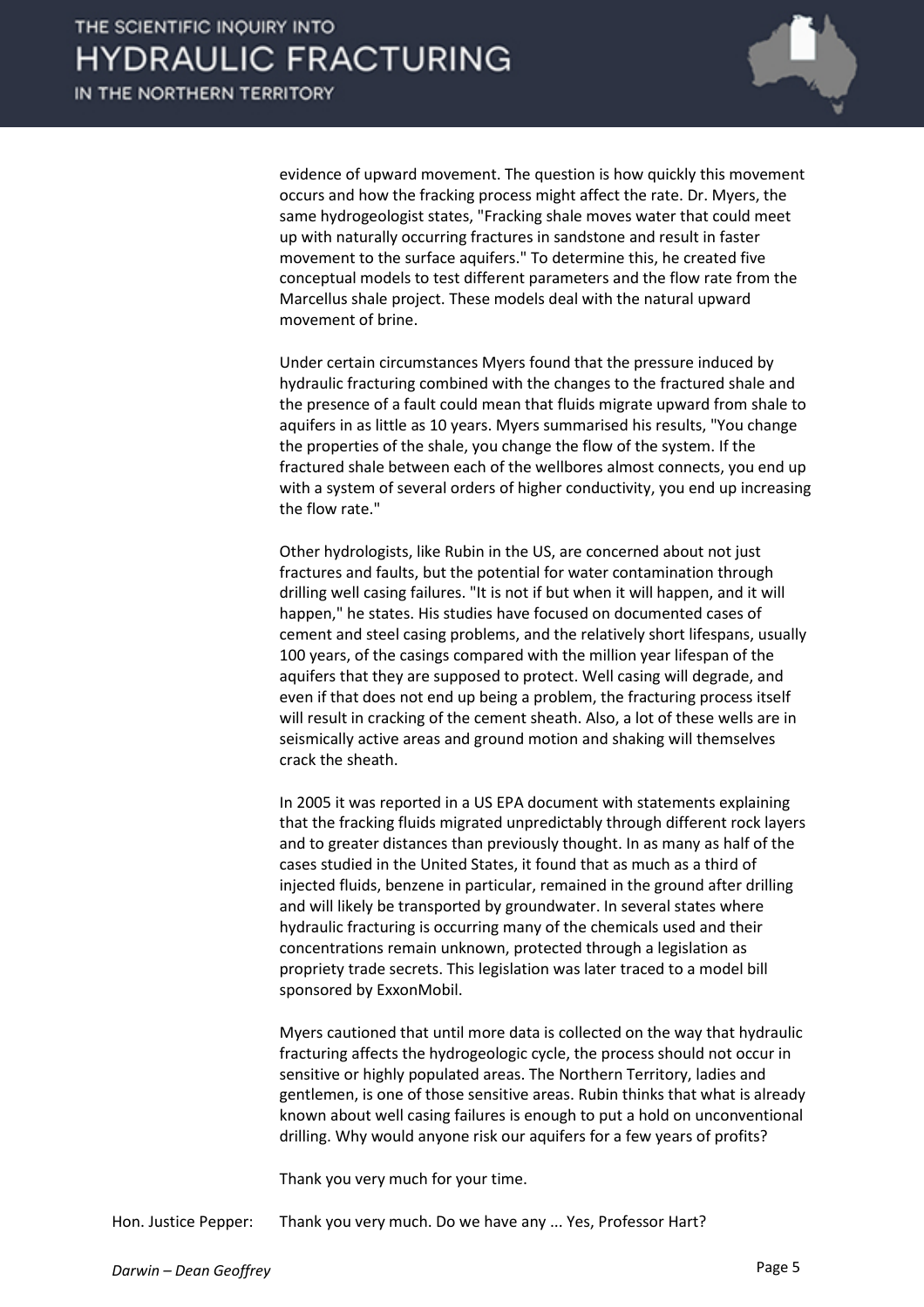evidence of upward movement. The question is how quickly this movement occurs and how the fracking process might affect the rate. Dr. Myers, the same hydrogeologist states, "Fracking shale moves water that could meet up with naturally occurring fractures in sandstone and result in faster movement to the surface aquifers." To determine this, he created five conceptual models to test different parameters and the flow rate from the Marcellus shale project. These models deal with the natural upward movement of brine.

Under certain circumstances Myers found that the pressure induced by hydraulic fracturing combined with the changes to the fractured shale and the presence of a fault could mean that fluids migrate upward from shale to aquifers in as little as 10 years. Myers summarised his results, "You change the properties of the shale, you change the flow of the system. If the fractured shale between each of the wellbores almost connects, you end up with a system of several orders of higher conductivity, you end up increasing the flow rate."

Other hydrologists, like Rubin in the US, are concerned about not just fractures and faults, but the potential for water contamination through drilling well casing failures. "It is not if but when it will happen, and it will happen," he states. His studies have focused on documented cases of cement and steel casing problems, and the relatively short lifespans, usually 100 years, of the casings compared with the million year lifespan of the aquifers that they are supposed to protect. Well casing will degrade, and even if that does not end up being a problem, the fracturing process itself will result in cracking of the cement sheath. Also, a lot of these wells are in seismically active areas and ground motion and shaking will themselves crack the sheath.

In 2005 it was reported in a US EPA document with statements explaining that the fracking fluids migrated unpredictably through different rock layers and to greater distances than previously thought. In as many as half of the cases studied in the United States, it found that as much as a third of injected fluids, benzene in particular, remained in the ground after drilling and will likely be transported by groundwater. In several states where hydraulic fracturing is occurring many of the chemicals used and their concentrations remain unknown, protected through a legislation as propriety trade secrets. This legislation was later traced to a model bill sponsored by ExxonMobil.

Myers cautioned that until more data is collected on the way that hydraulic fracturing affects the hydrogeologic cycle, the process should not occur in sensitive or highly populated areas. The Northern Territory, ladies and gentlemen, is one of those sensitive areas. Rubin thinks that what is already known about well casing failures is enough to put a hold on unconventional drilling. Why would anyone risk our aquifers for a few years of profits?

Thank you very much for your time.

Hon. Justice Pepper: Thank you very much. Do we have any ... Yes, Professor Hart?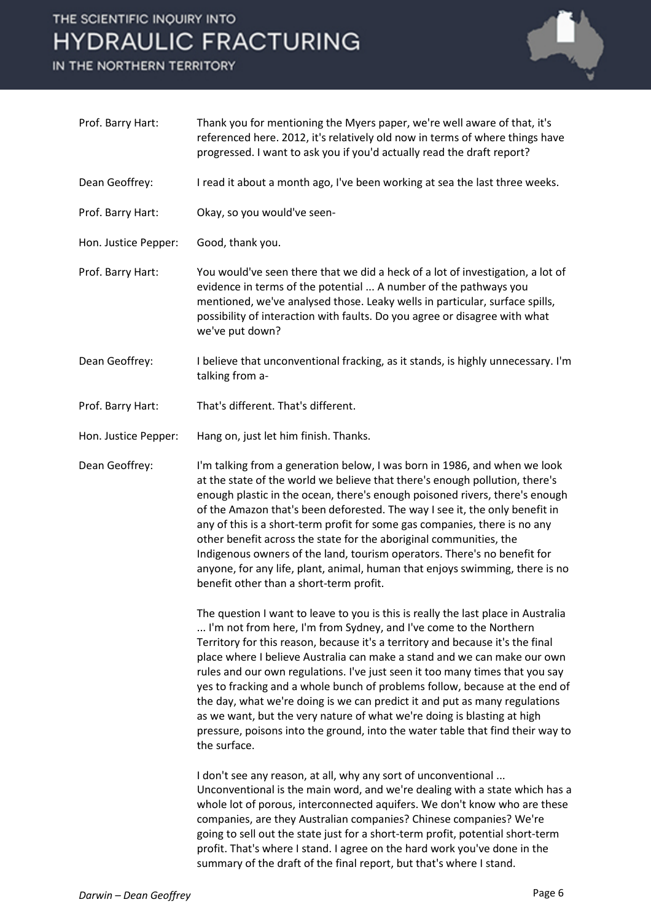**Prof. Barry Hart:** Thank you for mentioning the Myers paper, we're well aware of that, it's referenced here. 2012, it's relatively old now in terms of where things have progressed. I want to ask you if you'd actually read the draft report?

**Dean Geoffrey:** I read it about a month ago, I've been working at sea the last three weeks.

**Prof. Barry Hart:** Okay, so you would've seen-

**Hon. Justice Pepper:** Good, thank you.

**Prof. Barry Hart:** You would've seen there that we did a heck of a lot of investigation, a lot of evidence in terms of the potential ... A number of the pathways you mentioned, we've analysed those. Leaky wells in particular, surface spills, possibility of interaction with faults. Do you agree or disagree with what we've put down?

**Dean Geoffrey:** I believe that unconventional fracking, as it stands, is highly unnecessary. I'm talking from a-

**Prof. Barry Hart:** That's different. That's different.

**Hon. Justice Pepper:** Hang on, just let him finish. Thanks.

**Dean Geoffrey:** I'm talking from a generation below, I was born in 1986, and when we look at the state of the world we believe that there's enough pollution, there's enough plastic in the ocean, there's enough poisoned rivers, there's enough of the Amazon that's been deforested. The way I see it, the only benefit in any of this is a short-term profit for some gas companies, there is no any other benefit across the state for the aboriginal communities, the Indigenous owners of the land, tourism operators. There's no benefit for anyone, for any life, plant, animal, human that enjoys swimming, there is no benefit other than a short-term profit.

The question I want to leave to you is this is really the last place in Australia ... I'm not from here, I'm from Sydney, and I've come to the Northern Territory for this reason, because it's a territory and because it's the final place where I believe Australia can make a stand and we can make our own rules and our own regulations. I've just seen it too many times that you say yes to fracking and a whole bunch of problems follow, because at the end of the day, what we're doing is we can predict it and put as many regulations as we want, but the very nature of what we're doing is blasting at high pressure, poisons into the ground, into the water table that find their way to the surface.

I don't see any reason, at all, why any sort of unconventional ... Unconventional is the main word, and we're dealing with a state which has a whole lot of porous, interconnected aquifers. We don't know who are these companies, are they Australian companies? Chinese companies? We're going to sell out the state just for a short-term profit, potential short-term profit. That's where I stand. I agree on the hard work you've done in the summary of the draft of the final report, but that's where I stand.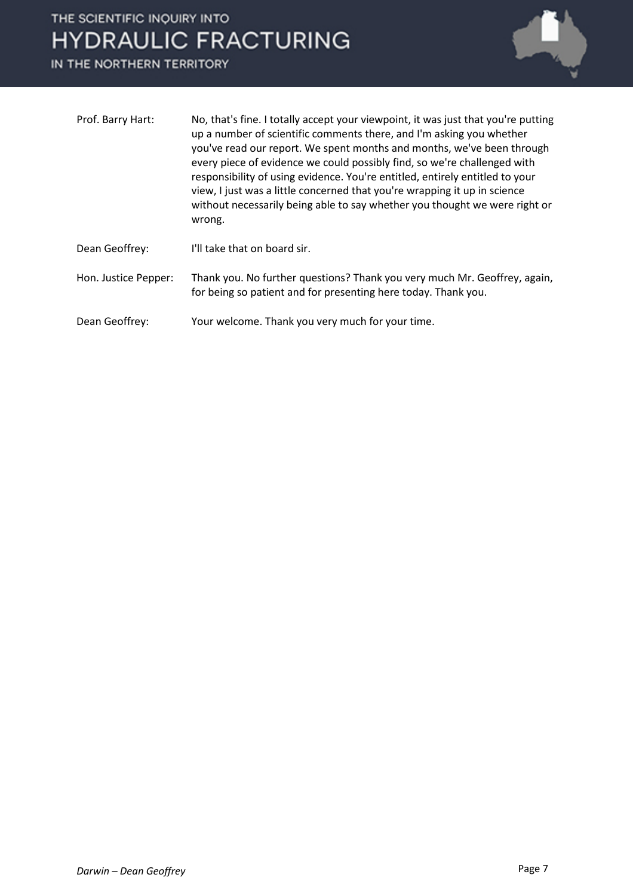| | |
|---|---|
| Prof. Barry Hart: | No, that's fine. I totally accept your viewpoint, it was just that you're putting up a number of scientific comments there, and I'm asking you whether you've read our report. We spent months and months, we've been through every piece of evidence we could possibly find, so we're challenged with responsibility of using evidence. You're entitled, entirely entitled to your view, I just was a little concerned that you're wrapping it up in science without necessarily being able to say whether you thought we were right or wrong. |
| Dean Geoffrey: | I'll take that on board sir. |
| Hon. Justice Pepper: | Thank you. No further questions? Thank you very much Mr. Geoffrey, again, for being so patient and for presenting here today. Thank you. |
| Dean Geoffrey: | Your welcome. Thank you very much for your time. |